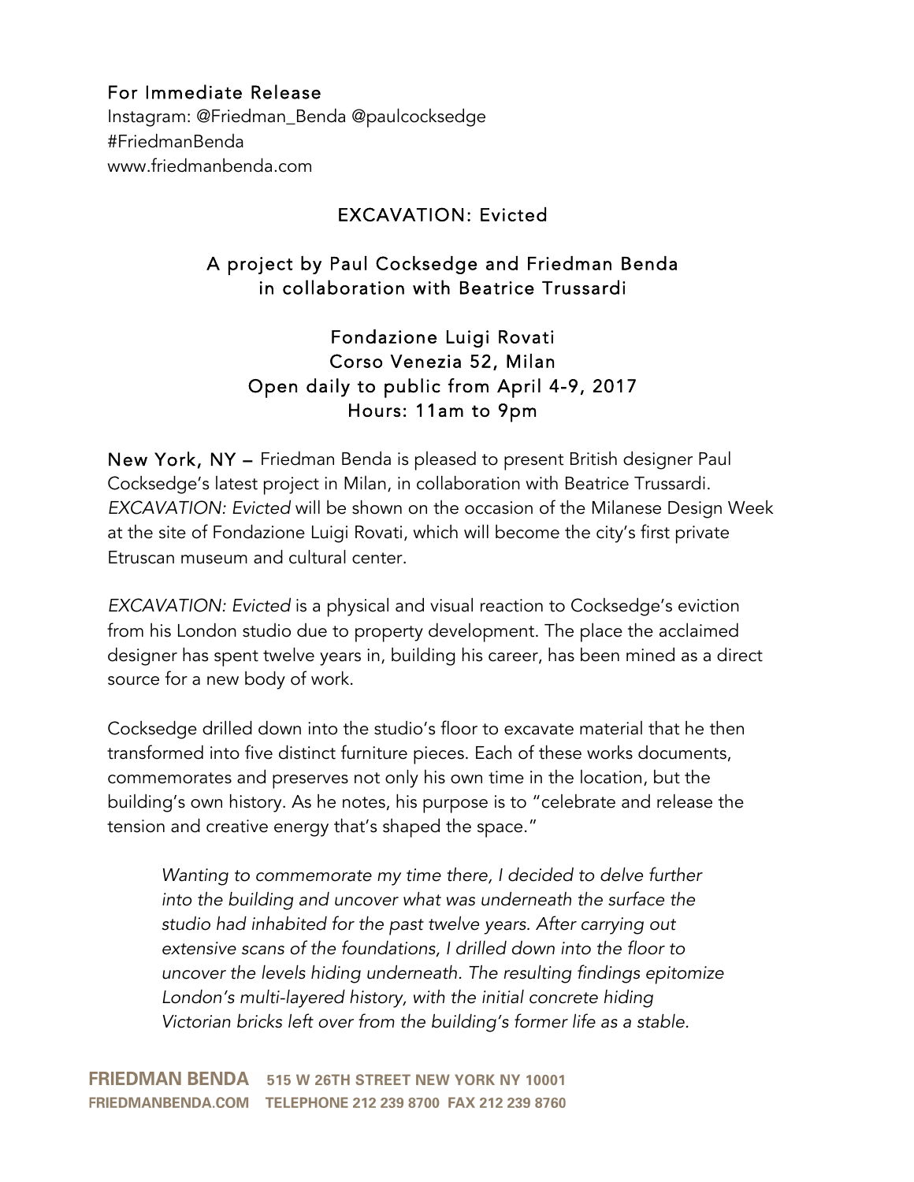For Immediate Release
Instagram: @Friedman_Benda @paulcocksedge
#FriedmanBenda
www.friedmanbenda.com

# EXCAVATION: Evicted

## A project by Paul Cocksedge and Friedman Benda in collaboration with Beatrice Trussardi

Fondazione Luigi Rovati
Corso Venezia 52, Milan
Open daily to public from April 4-9, 2017
Hours: 11am to 9pm

**New York, NY –** Friedman Benda is pleased to present British designer Paul Cocksedge's latest project in Milan, in collaboration with Beatrice Trussardi. *EXCAVATION: Evicted* will be shown on the occasion of the Milanese Design Week at the site of Fondazione Luigi Rovati, which will become the city's first private Etruscan museum and cultural center.

*EXCAVATION: Evicted* is a physical and visual reaction to Cocksedge's eviction from his London studio due to property development. The place the acclaimed designer has spent twelve years in, building his career, has been mined as a direct source for a new body of work.

Cocksedge drilled down into the studio's floor to excavate material that he then transformed into five distinct furniture pieces. Each of these works documents, commemorates and preserves not only his own time in the location, but the building's own history. As he notes, his purpose is to "celebrate and release the tension and creative energy that's shaped the space."

> *Wanting to commemorate my time there, I decided to delve further into the building and uncover what was underneath the surface the studio had inhabited for the past twelve years. After carrying out extensive scans of the foundations, I drilled down into the floor to uncover the levels hiding underneath. The resulting findings epitomize London's multi-layered history, with the initial concrete hiding Victorian bricks left over from the building's former life as a stable.*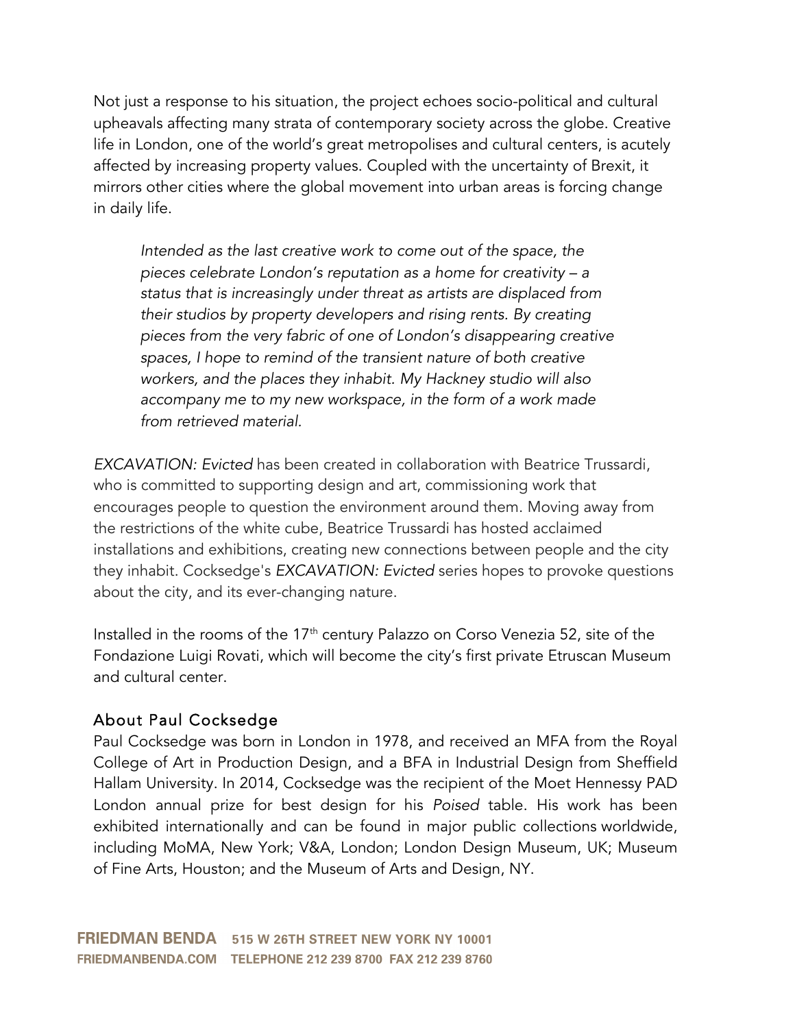Not just a response to his situation, the project echoes socio-political and cultural upheavals affecting many strata of contemporary society across the globe. Creative life in London, one of the world's great metropolises and cultural centers, is acutely affected by increasing property values. Coupled with the uncertainty of Brexit, it mirrors other cities where the global movement into urban areas is forcing change in daily life.

> *Intended as the last creative work to come out of the space, the pieces celebrate London's reputation as a home for creativity – a status that is increasingly under threat as artists are displaced from their studios by property developers and rising rents. By creating pieces from the very fabric of one of London's disappearing creative spaces, I hope to remind of the transient nature of both creative workers, and the places they inhabit. My Hackney studio will also accompany me to my new workspace, in the form of a work made from retrieved material.*

*EXCAVATION: Evicted* has been created in collaboration with Beatrice Trussardi, who is committed to supporting design and art, commissioning work that encourages people to question the environment around them. Moving away from the restrictions of the white cube, Beatrice Trussardi has hosted acclaimed installations and exhibitions, creating new connections between people and the city they inhabit. Cocksedge's *EXCAVATION: Evicted* series hopes to provoke questions about the city, and its ever-changing nature.

Installed in the rooms of the 17th century Palazzo on Corso Venezia 52, site of the Fondazione Luigi Rovati, which will become the city's first private Etruscan Museum and cultural center.

## About Paul Cocksedge

Paul Cocksedge was born in London in 1978, and received an MFA from the Royal College of Art in Production Design, and a BFA in Industrial Design from Sheffield Hallam University. In 2014, Cocksedge was the recipient of the Moet Hennessy PAD London annual prize for best design for his *Poised* table. His work has been exhibited internationally and can be found in major public collections worldwide, including MoMA, New York; V&A, London; London Design Museum, UK; Museum of Fine Arts, Houston; and the Museum of Arts and Design, NY.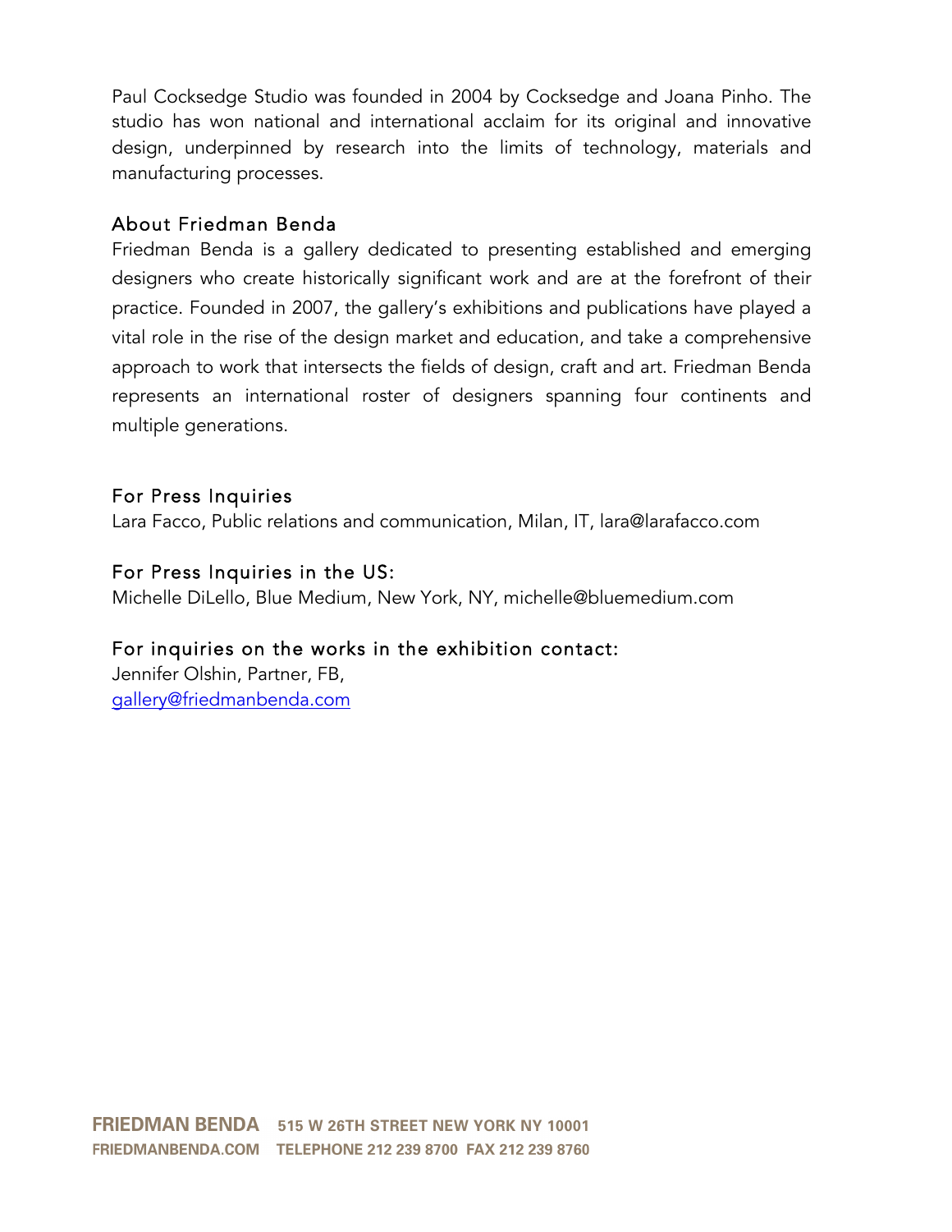Paul Cocksedge Studio was founded in 2004 by Cocksedge and Joana Pinho. The studio has won national and international acclaim for its original and innovative design, underpinned by research into the limits of technology, materials and manufacturing processes.

## About Friedman Benda

Friedman Benda is a gallery dedicated to presenting established and emerging designers who create historically significant work and are at the forefront of their practice. Founded in 2007, the gallery's exhibitions and publications have played a vital role in the rise of the design market and education, and take a comprehensive approach to work that intersects the fields of design, craft and art. Friedman Benda represents an international roster of designers spanning four continents and multiple generations.

## For Press Inquiries

Lara Facco, Public relations and communication, Milan, IT, lara@larafacco.com

## For Press Inquiries in the US:

Michelle DiLello, Blue Medium, New York, NY, michelle@bluemedium.com

## For inquiries on the works in the exhibition contact:

Jennifer Olshin, Partner, FB,
gallery@friedmanbenda.com

**FRIEDMAN BENDA** 515 W 26TH STREET NEW YORK NY 10001
FRIEDMANBENDA.COM TELEPHONE 212 239 8700 FAX 212 239 8760